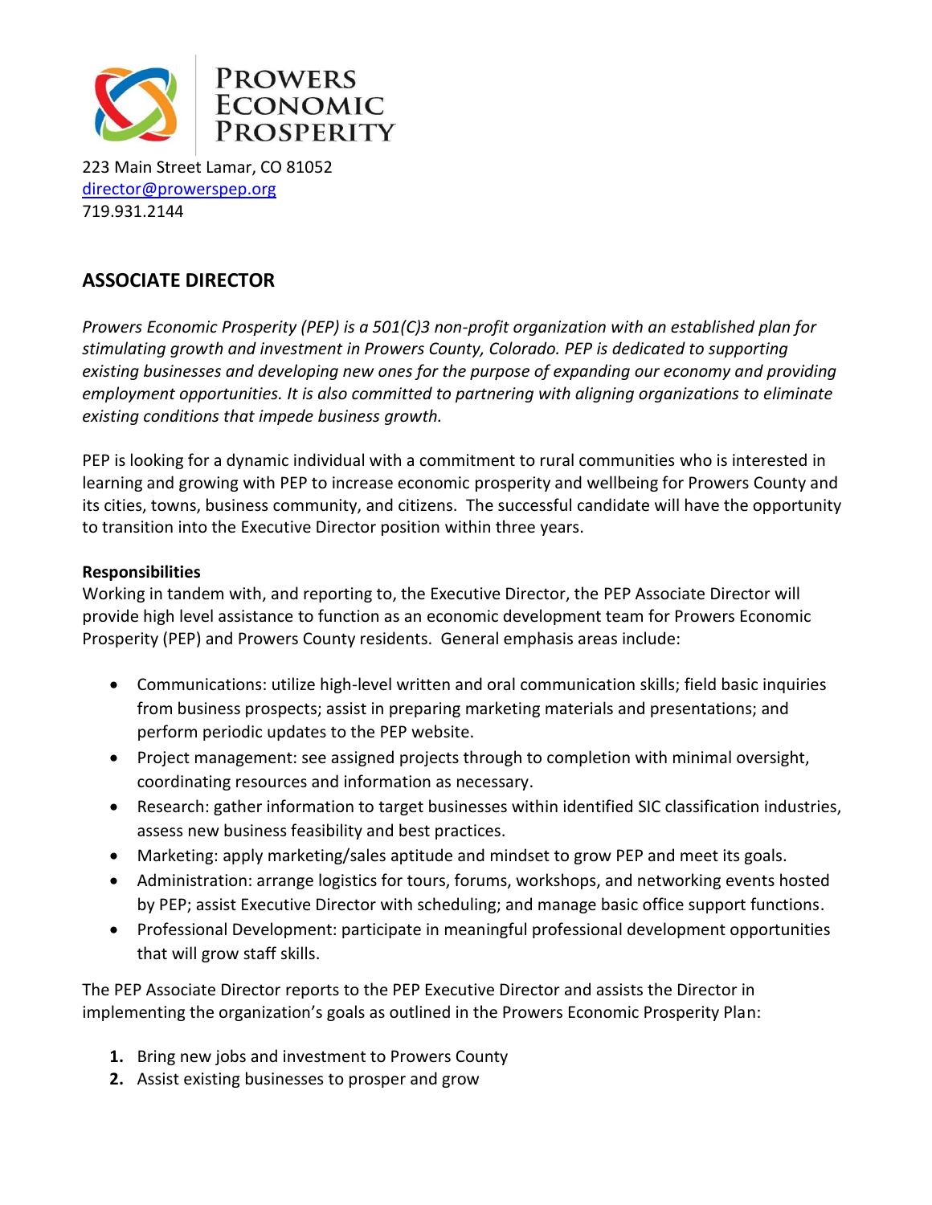PROWERS ECONOMIC PROSPERITY

223 Main Street Lamar, CO 81052
director@prowerspep.org
719.931.2144

## ASSOCIATE DIRECTOR

*Prowers Economic Prosperity (PEP) is a 501(C)3 non-profit organization with an established plan for stimulating growth and investment in Prowers County, Colorado. PEP is dedicated to supporting existing businesses and developing new ones for the purpose of expanding our economy and providing employment opportunities. It is also committed to partnering with aligning organizations to eliminate existing conditions that impede business growth.*

PEP is looking for a dynamic individual with a commitment to rural communities who is interested in learning and growing with PEP to increase economic prosperity and wellbeing for Prowers County and its cities, towns, business community, and citizens. The successful candidate will have the opportunity to transition into the Executive Director position within three years.

**Responsibilities**

Working in tandem with, and reporting to, the Executive Director, the PEP Associate Director will provide high level assistance to function as an economic development team for Prowers Economic Prosperity (PEP) and Prowers County residents. General emphasis areas include:

- Communications: utilize high-level written and oral communication skills; field basic inquiries from business prospects; assist in preparing marketing materials and presentations; and perform periodic updates to the PEP website.
- Project management: see assigned projects through to completion with minimal oversight, coordinating resources and information as necessary.
- Research: gather information to target businesses within identified SIC classification industries, assess new business feasibility and best practices.
- Marketing: apply marketing/sales aptitude and mindset to grow PEP and meet its goals.
- Administration: arrange logistics for tours, forums, workshops, and networking events hosted by PEP; assist Executive Director with scheduling; and manage basic office support functions.
- Professional Development: participate in meaningful professional development opportunities that will grow staff skills.

The PEP Associate Director reports to the PEP Executive Director and assists the Director in implementing the organization's goals as outlined in the Prowers Economic Prosperity Plan:

1. Bring new jobs and investment to Prowers County
2. Assist existing businesses to prosper and grow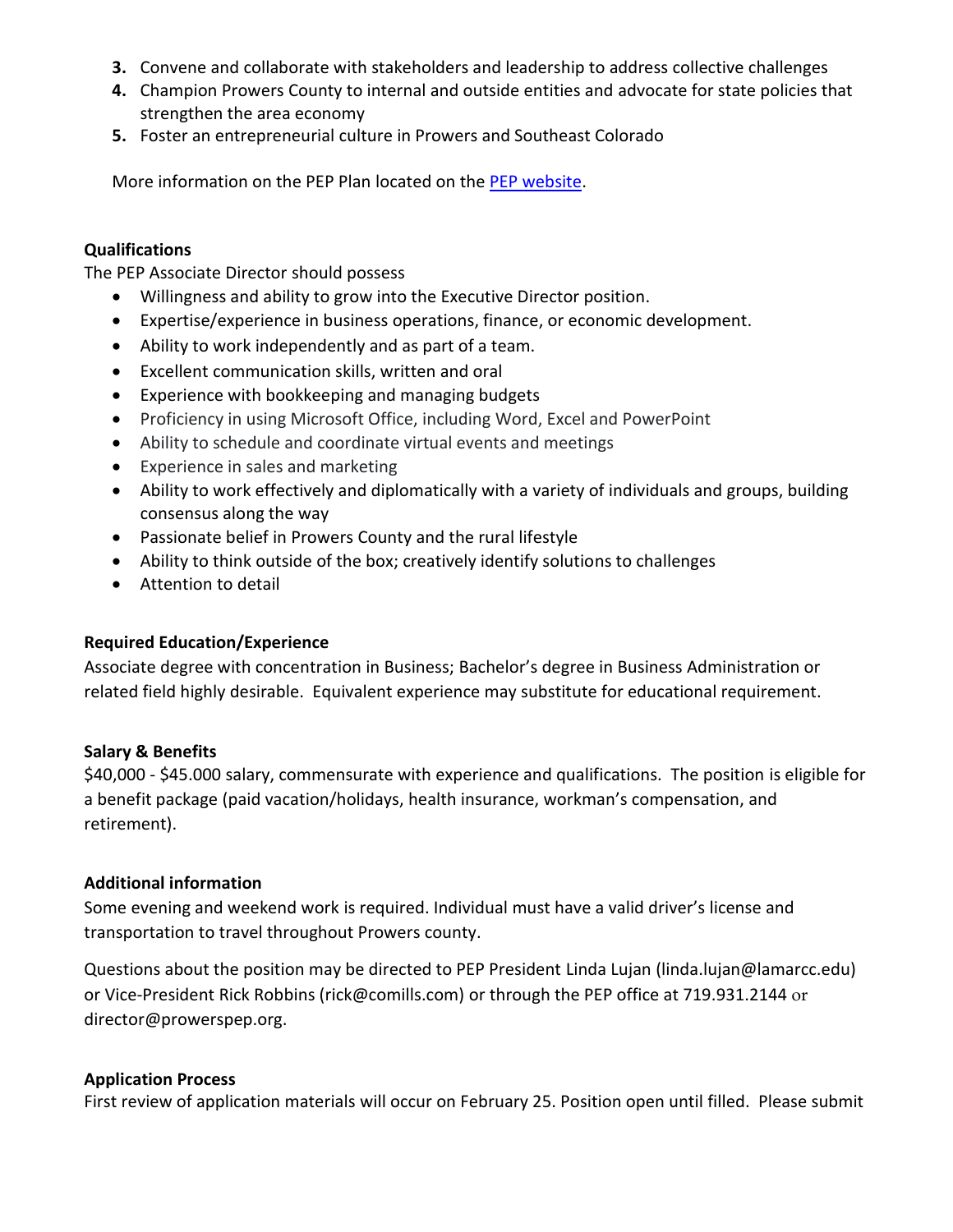3. Convene and collaborate with stakeholders and leadership to address collective challenges
4. Champion Prowers County to internal and outside entities and advocate for state policies that strengthen the area economy
5. Foster an entrepreneurial culture in Prowers and Southeast Colorado

More information on the PEP Plan located on the PEP website.

**Qualifications**

The PEP Associate Director should possess

- Willingness and ability to grow into the Executive Director position.
- Expertise/experience in business operations, finance, or economic development.
- Ability to work independently and as part of a team.
- Excellent communication skills, written and oral
- Experience with bookkeeping and managing budgets
- Proficiency in using Microsoft Office, including Word, Excel and PowerPoint
- Ability to schedule and coordinate virtual events and meetings
- Experience in sales and marketing
- Ability to work effectively and diplomatically with a variety of individuals and groups, building consensus along the way
- Passionate belief in Prowers County and the rural lifestyle
- Ability to think outside of the box; creatively identify solutions to challenges
- Attention to detail

**Required Education/Experience**

Associate degree with concentration in Business; Bachelor's degree in Business Administration or related field highly desirable. Equivalent experience may substitute for educational requirement.

**Salary & Benefits**

$40,000 - $45.000 salary, commensurate with experience and qualifications. The position is eligible for a benefit package (paid vacation/holidays, health insurance, workman's compensation, and retirement).

**Additional information**

Some evening and weekend work is required. Individual must have a valid driver's license and transportation to travel throughout Prowers county.

Questions about the position may be directed to PEP President Linda Lujan (linda.lujan@lamarcc.edu) or Vice-President Rick Robbins (rick@comills.com) or through the PEP office at 719.931.2144 or director@prowerspep.org.

**Application Process**

First review of application materials will occur on February 25. Position open until filled. Please submit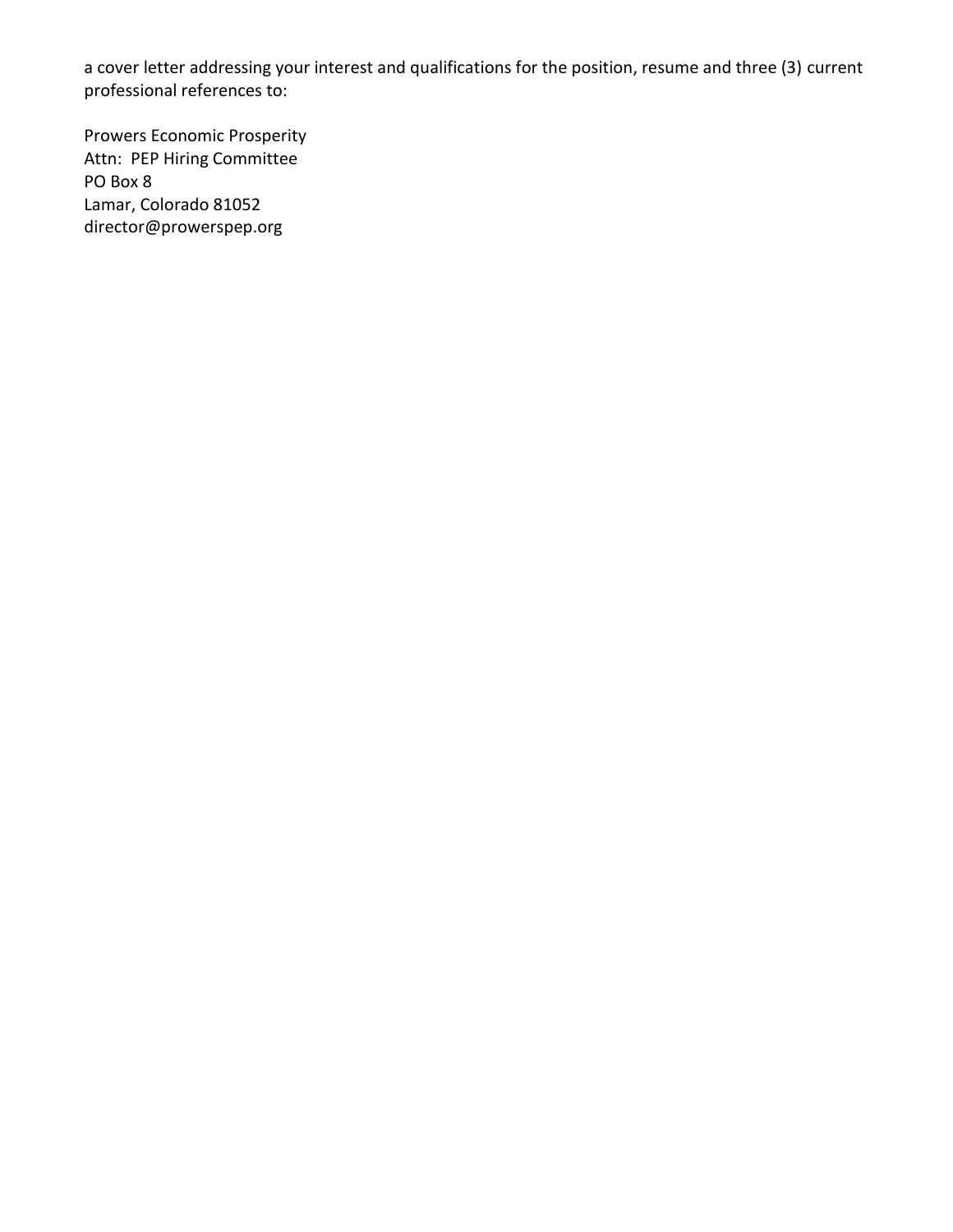a cover letter addressing your interest and qualifications for the position, resume and three (3) current professional references to:

Prowers Economic Prosperity  
Attn: PEP Hiring Committee  
PO Box 8  
Lamar, Colorado 81052  
director@prowerspep.org